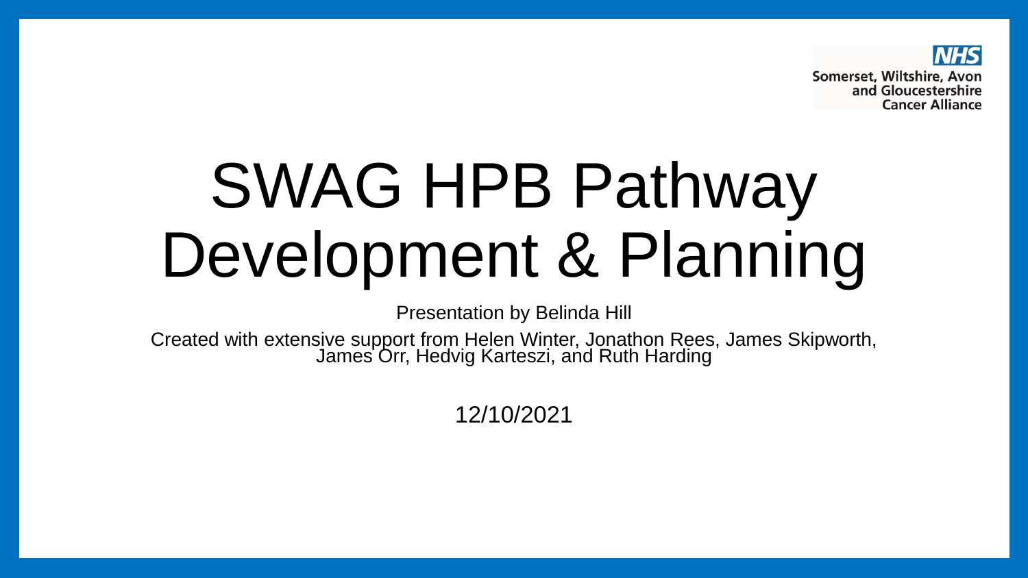Somerset, Wiltshire, Avon and Gloucestershire Cancer Alliance

# SWAG HPB Pathway Development & Planning

Presentation by Belinda Hill

Created with extensive support from Helen Winter, Jonathon Rees, James Skipworth, James Orr, Hedvig Karteszi, and Ruth Harding

12/10/2021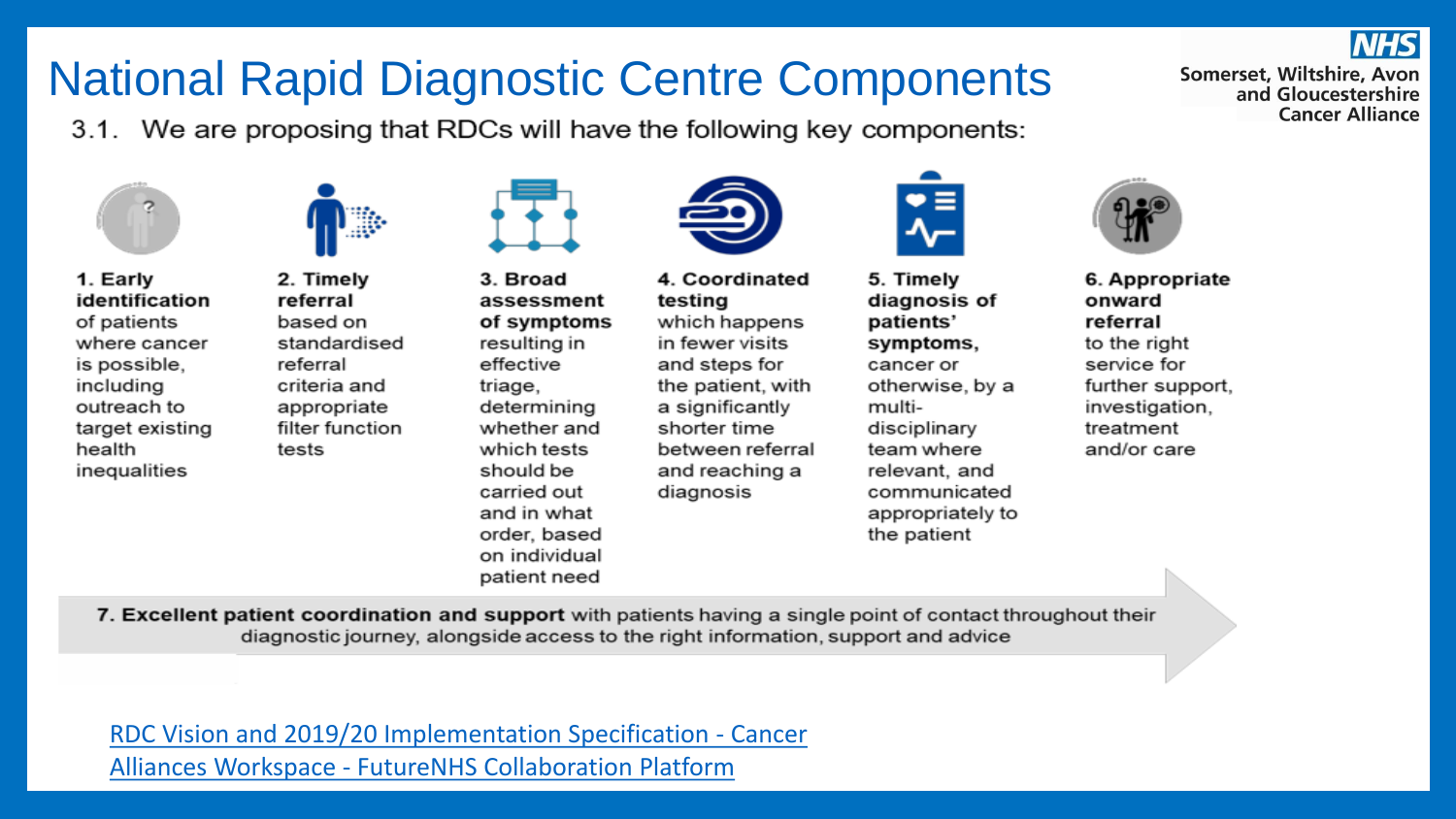# National Rapid Diagnostic Centre Components

Somerset, Wiltshire, Avon and Gloucestershire Cancer Alliance

3.1. We are proposing that RDCs will have the following key components:

1. **Early identification** of patients where cancer is possible, including outreach to target existing health inequalities

2. **Timely referral** based on standardised referral criteria and appropriate filter function tests

3. **Broad assessment of symptoms** resulting in effective triage, determining whether and which tests should be carried out and in what order, based on individual patient need

4. **Coordinated testing** which happens in fewer visits and steps for the patient, with a significantly shorter time between referral and reaching a diagnosis

5. **Timely diagnosis of patients' symptoms,** cancer or otherwise, by a multi-disciplinary team where relevant, and communicated appropriately to the patient

6. **Appropriate onward referral** to the right service for further support, investigation, treatment and/or care

7. **Excellent patient coordination and support** with patients having a single point of contact throughout their diagnostic journey, alongside access to the right information, support and advice

[RDC Vision and 2019/20 Implementation Specification - Cancer Alliances Workspace - FutureNHS Collaboration Platform]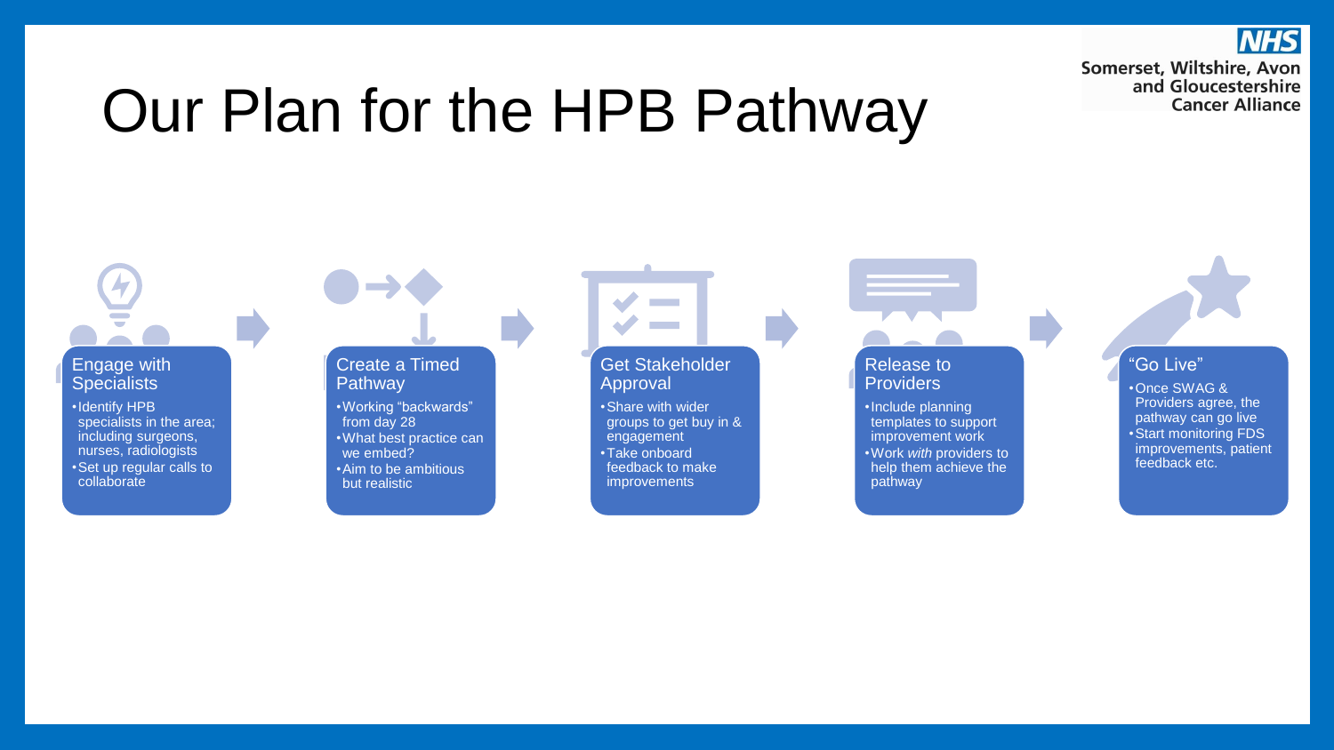# Our Plan for the HPB Pathway

Somerset, Wiltshire, Avon and Gloucestershire Cancer Alliance

## Engage with Specialists

- Identify HPB specialists in the area; including surgeons, nurses, radiologists
- Set up regular calls to collaborate

## Create a Timed Pathway

- Working "backwards" from day 28
- What best practice can we embed?
- Aim to be ambitious but realistic

## Get Stakeholder Approval

- Share with wider groups to get buy in & engagement
- Take onboard feedback to make improvements

## Release to Providers

- Include planning templates to support improvement work
- Work *with* providers to help them achieve the pathway

## "Go Live"

- Once SWAG & Providers agree, the pathway can go live
- Start monitoring FDS improvements, patient feedback etc.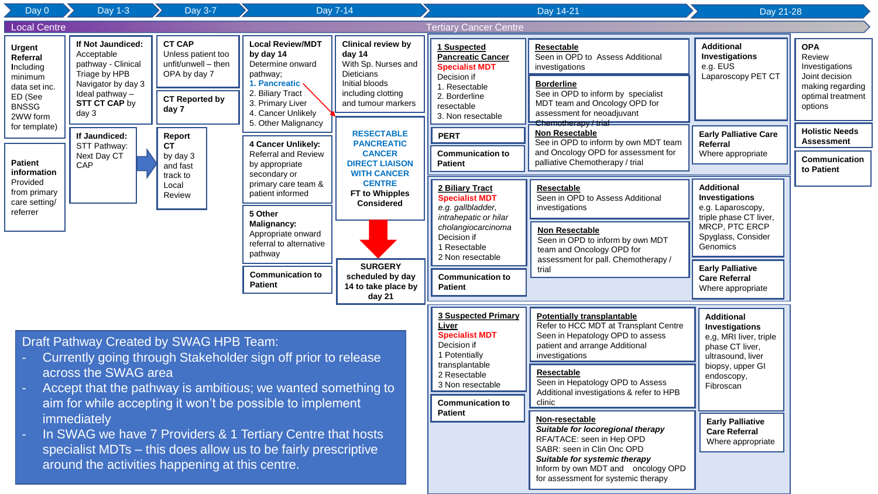**Timeline:** Day 0 → Day 1-3 → Day 3-7 → Day 7-14 → Day 14-21 → Day 21-28

**Local Centre** → **Tertiary Cancer Centre**

## Day 0

**Urgent Referral** Including minimum data set inc. ED (See BNSSG 2WW form for template)

**Patient information** Provided from primary care setting/ referrer

## Day 1-3

**If Not Jaundiced:** Acceptable pathway - Clinical Triage by HPB Navigator by day 3 Ideal pathway – **STT CT CAP** by day 3

**If Jaundiced:** STT Pathway: Next Day CT CAP

## Day 3-7

**CT CAP** Unless patient too unfit/unwell – then OPA by day 7

**CT Reported by day 7**

**Report CT** by day 3 and fast track to Local Review

## Day 7-14

**Local Review/MDT by day 14** Determine onward pathway;
1. Pancreatic
2. Biliary Tract
3. Liver
4. Cancer Unlikely
5. Other Malignancy

**4 Cancer Unlikely:** Referral and Review by appropriate secondary or primary care team & patient informed

**5 Other Malignancy:** Appropriate onward referral to alternative pathway

**Communication to Patient**

**Clinical review by day 14** With Sp. Nurses and Dieticians Initial bloods including clotting and tumour markers

**RESECTABLE PANCREATIC CANCER DIRECT LIAISON WITH CANCER CENTRE**
**FT to Whipples Considered**

**SURGERY scheduled by day 14 to take place by day 21**

## Day 14-21

**1 Suspected Pancreatic Cancer**
Specialist MDT
Decision if
1. Resectable
2. Borderline resectable
3. Non resectable

**PERT**

**Communication to Patient**

**Resectable** Seen in OPD to Assess Additional investigations

**Borderline** See in OPD to inform by specialist MDT team and Oncology OPD for assessment for neoadjuvant Chemotherapy / trial

**Non Resectable** See in OPD to inform by own MDT team and Oncology OPD for assessment for palliative Chemotherapy / trial

**Additional Investigations** e.g. EUS Laparoscopy PET CT

**Early Palliative Care Referral** Where appropriate

---

**2 Biliary Tract**
Specialist MDT
*e.g. gallbladder, intrahepatic or hilar cholangiocarcinoma*
Decision if
1 Resectable
2 Non resectable

**Communication to Patient**

**Resectable** Seen in OPD to Assess Additional investigations

**Non Resectable** Seen in OPD to inform by own MDT team and Oncology OPD for assessment for pall. Chemotherapy / trial

**Additional Investigations** e.g. Laparoscopy, triple phase CT liver, MRCP, PTC ERCP Spyglass, Consider Genomics

**Early Palliative Care Referral** Where appropriate

---

**3 Suspected Primary Liver**
Specialist MDT
Decision if
1 Potentially transplantable
2 Resectable
3 Non resectable

**Communication to Patient**

**Potentially transplantable** Refer to HCC MDT at Transplant Centre Seen in Hepatology OPD to assess patient and arrange Additional investigations

**Resectable** Seen in Hepatology OPD to Assess Additional investigations & refer to HPB clinic

**Non-resectable**
*Suitable for locoregional therapy*
RFA/TACE: seen in Hep OPD
SABR: seen in Clin Onc OPD
*Suitable for systemic therapy*
Inform by own MDT and oncology OPD for assessment for systemic therapy

**Additional Investigations** e,g, MRI liver, triple phase CT liver, ultrasound, liver biopsy, upper GI endoscopy, Fibroscan

**Early Palliative Care Referral** Where appropriate

## Day 21-28

**OPA** Review Investigations Joint decision making regarding optimal treatment options

**Holistic Needs Assessment**

**Communication to Patient**

---

Draft Pathway Created by SWAG HPB Team:
- Currently going through Stakeholder sign off prior to release across the SWAG area
- Accept that the pathway is ambitious; we wanted something to aim for while accepting it won't be possible to implement immediately
- In SWAG we have 7 Providers & 1 Tertiary Centre that hosts specialist MDTs – this does allow us to be fairly prescriptive around the activities happening at this centre.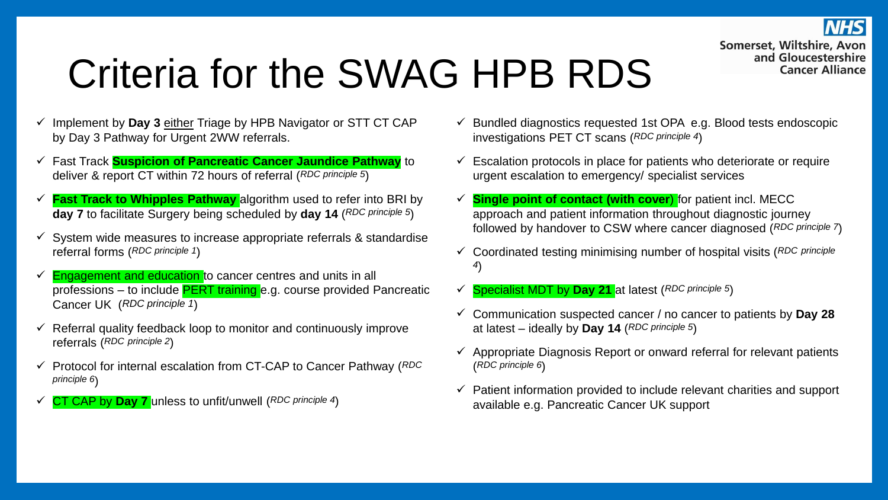# Criteria for the SWAG HPB RDS

Somerset, Wiltshire, Avon and Gloucestershire Cancer Alliance

- ✓ Implement by **Day 3** either Triage by HPB Navigator or STT CT CAP by Day 3 Pathway for Urgent 2WW referrals.
- ✓ Fast Track **Suspicion of Pancreatic Cancer Jaundice Pathway** to deliver & report CT within 72 hours of referral (*RDC principle 5*)
- ✓ **Fast Track to Whipples Pathway** algorithm used to refer into BRI by **day 7** to facilitate Surgery being scheduled by **day 14** (*RDC principle 5*)
- ✓ System wide measures to increase appropriate referrals & standardise referral forms (*RDC principle 1*)
- ✓ Engagement and education to cancer centres and units in all professions – to include PERT training e.g. course provided Pancreatic Cancer UK (*RDC principle 1*)
- ✓ Referral quality feedback loop to monitor and continuously improve referrals (*RDC principle 2*)
- ✓ Protocol for internal escalation from CT-CAP to Cancer Pathway (*RDC principle 6*)
- ✓ CT CAP by **Day 7** unless to unfit/unwell (*RDC principle 4*)
- ✓ Bundled diagnostics requested 1st OPA e.g. Blood tests endoscopic investigations PET CT scans (*RDC principle 4*)
- ✓ Escalation protocols in place for patients who deteriorate or require urgent escalation to emergency/ specialist services
- ✓ **Single point of contact (with cover)** for patient incl. MECC approach and patient information throughout diagnostic journey followed by handover to CSW where cancer diagnosed (*RDC principle 7*)
- ✓ Coordinated testing minimising number of hospital visits (*RDC principle 4*)
- ✓ Specialist MDT by **Day 21** at latest (*RDC principle 5*)
- ✓ Communication suspected cancer / no cancer to patients by **Day 28** at latest – ideally by **Day 14** (*RDC principle 5*)
- ✓ Appropriate Diagnosis Report or onward referral for relevant patients (*RDC principle 6*)
- ✓ Patient information provided to include relevant charities and support available e.g. Pancreatic Cancer UK support